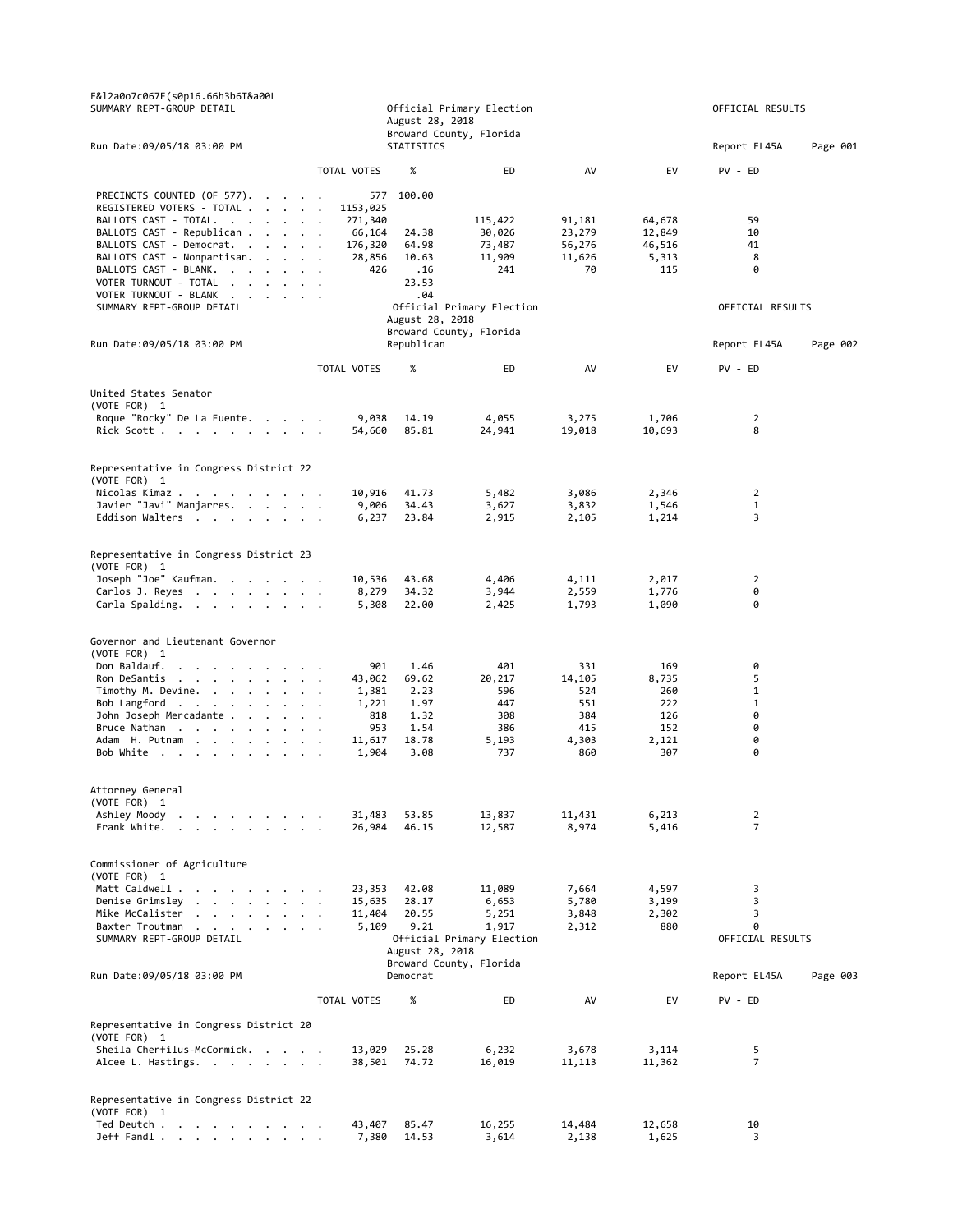E&l2a0o7c067F(s0p16.66h3b6T&a00L

SUMMARY REPT-GROUP DETAIL

Official Primary Election
August 28, 2018
Broward County, Florida
STATISTICS

OFFICIAL RESULTS

Run Date:09/05/18 03:00 PM

Report EL45A Page 001

| | TOTAL VOTES | % | ED | AV | EV | PV - ED |
|---|---|---|---|---|---|---|
| PRECINCTS COUNTED (OF 577). | 577 | 100.00 | | | | |
| REGISTERED VOTERS - TOTAL | 1153,025 | | | | | |
| BALLOTS CAST - TOTAL. | 271,340 | | 115,422 | 91,181 | 64,678 | 59 |
| BALLOTS CAST - Republican | 66,164 | 24.38 | 30,026 | 23,279 | 12,849 | 10 |
| BALLOTS CAST - Democrat. | 176,320 | 64.98 | 73,487 | 56,276 | 46,516 | 41 |
| BALLOTS CAST - Nonpartisan. | 28,856 | 10.63 | 11,909 | 11,626 | 5,313 | 8 |
| BALLOTS CAST - BLANK. | 426 | .16 | 241 | 70 | 115 | 0 |
| VOTER TURNOUT - TOTAL | | 23.53 | | | | |
| VOTER TURNOUT - BLANK | | .04 | | | | |

SUMMARY REPT-GROUP DETAIL

Official Primary Election
August 28, 2018
Broward County, Florida
Republican

OFFICIAL RESULTS

Run Date:09/05/18 03:00 PM

Report EL45A Page 002

| | TOTAL VOTES | % | ED | AV | EV | PV - ED |
|---|---|---|---|---|---|---|
| **United States Senator** (VOTE FOR) 1 | | | | | | |
| Roque "Rocky" De La Fuente. | 9,038 | 14.19 | 4,055 | 3,275 | 1,706 | 2 |
| Rick Scott | 54,660 | 85.81 | 24,941 | 19,018 | 10,693 | 8 |
| **Representative in Congress District 22** (VOTE FOR) 1 | | | | | | |
| Nicolas Kimaz | 10,916 | 41.73 | 5,482 | 3,086 | 2,346 | 2 |
| Javier "Javi" Manjarres. | 9,006 | 34.43 | 3,627 | 3,832 | 1,546 | 1 |
| Eddison Walters | 6,237 | 23.84 | 2,915 | 2,105 | 1,214 | 3 |
| **Representative in Congress District 23** (VOTE FOR) 1 | | | | | | |
| Joseph "Joe" Kaufman. | 10,536 | 43.68 | 4,406 | 4,111 | 2,017 | 2 |
| Carlos J. Reyes | 8,279 | 34.32 | 3,944 | 2,559 | 1,776 | 0 |
| Carla Spalding. | 5,308 | 22.00 | 2,425 | 1,793 | 1,090 | 0 |
| **Governor and Lieutenant Governor** (VOTE FOR) 1 | | | | | | |
| Don Baldauf. | 901 | 1.46 | 401 | 331 | 169 | 0 |
| Ron DeSantis | 43,062 | 69.62 | 20,217 | 14,105 | 8,735 | 5 |
| Timothy M. Devine. | 1,381 | 2.23 | 596 | 524 | 260 | 1 |
| Bob Langford | 1,221 | 1.97 | 447 | 551 | 222 | 1 |
| John Joseph Mercadante | 818 | 1.32 | 308 | 384 | 126 | 0 |
| Bruce Nathan | 953 | 1.54 | 386 | 415 | 152 | 0 |
| Adam H. Putnam | 11,617 | 18.78 | 5,193 | 4,303 | 2,121 | 0 |
| Bob White | 1,904 | 3.08 | 737 | 860 | 307 | 0 |
| **Attorney General** (VOTE FOR) 1 | | | | | | |
| Ashley Moody | 31,483 | 53.85 | 13,837 | 11,431 | 6,213 | 2 |
| Frank White. | 26,984 | 46.15 | 12,587 | 8,974 | 5,416 | 7 |
| **Commissioner of Agriculture** (VOTE FOR) 1 | | | | | | |
| Matt Caldwell | 23,353 | 42.08 | 11,089 | 7,664 | 4,597 | 3 |
| Denise Grimsley | 15,635 | 28.17 | 6,653 | 5,780 | 3,199 | 3 |
| Mike McCalister | 11,404 | 20.55 | 5,251 | 3,848 | 2,302 | 3 |
| Baxter Troutman | 5,109 | 9.21 | 1,917 | 2,312 | 880 | 0 |

SUMMARY REPT-GROUP DETAIL

Official Primary Election
August 28, 2018
Broward County, Florida
Democrat

OFFICIAL RESULTS

Run Date:09/05/18 03:00 PM

Report EL45A Page 003

| | TOTAL VOTES | % | ED | AV | EV | PV - ED |
|---|---|---|---|---|---|---|
| **Representative in Congress District 20** (VOTE FOR) 1 | | | | | | |
| Sheila Cherfilus-McCormick. | 13,029 | 25.28 | 6,232 | 3,678 | 3,114 | 5 |
| Alcee L. Hastings. | 38,501 | 74.72 | 16,019 | 11,113 | 11,362 | 7 |
| **Representative in Congress District 22** (VOTE FOR) 1 | | | | | | |
| Ted Deutch | 43,407 | 85.47 | 16,255 | 14,484 | 12,658 | 10 |
| Jeff Fandl | 7,380 | 14.53 | 3,614 | 2,138 | 1,625 | 3 |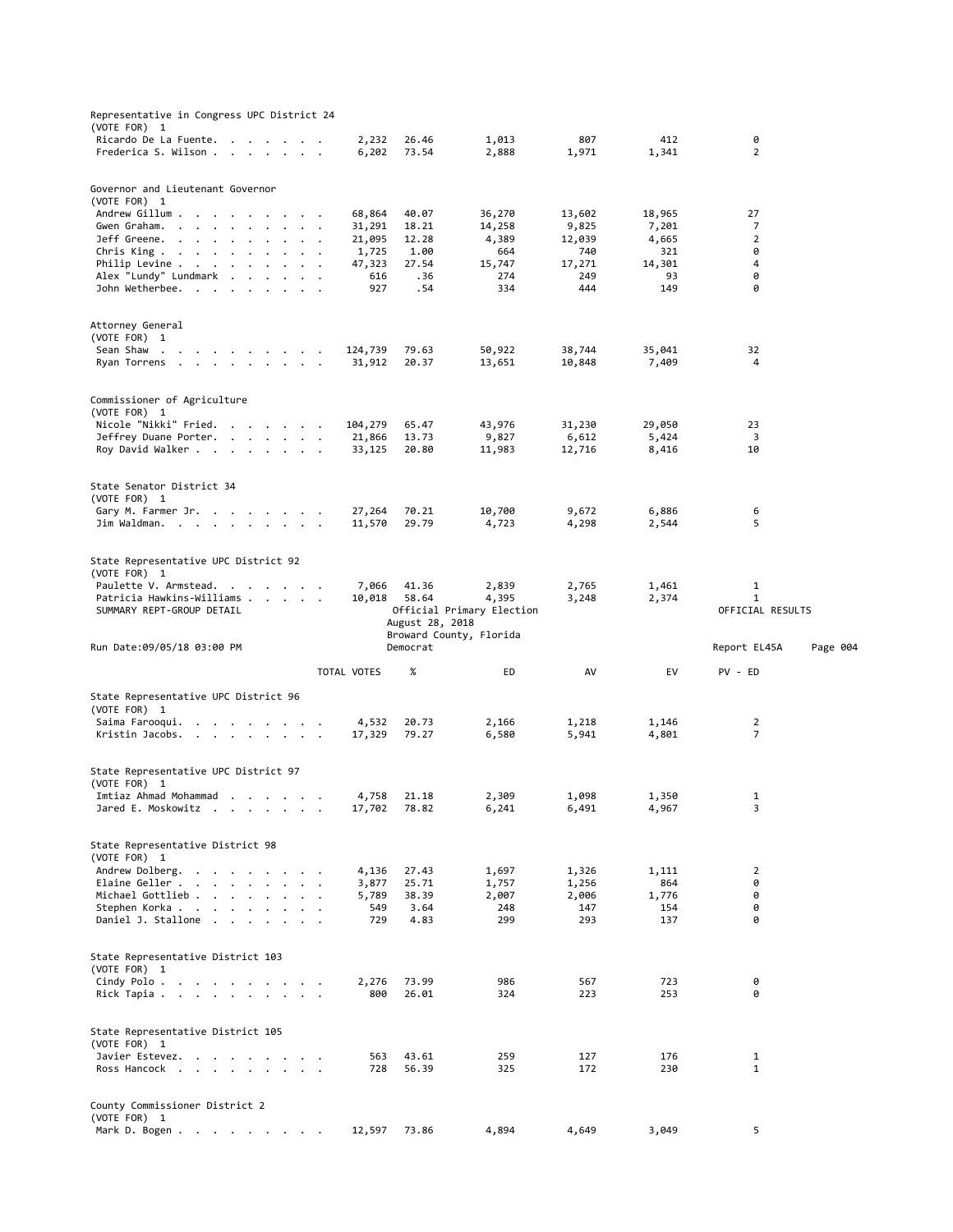## Representative in Congress UPC District 24

(VOTE FOR) 1

| Candidate | TOTAL VOTES | % | ED | AV | EV | PV - ED |
|---|---|---|---|---|---|---|
| Ricardo De La Fuente | 2,232 | 26.46 | 1,013 | 807 | 412 | 0 |
| Frederica S. Wilson | 6,202 | 73.54 | 2,888 | 1,971 | 1,341 | 2 |

## Governor and Lieutenant Governor

(VOTE FOR) 1

| Candidate | TOTAL VOTES | % | ED | AV | EV | PV - ED |
|---|---|---|---|---|---|---|
| Andrew Gillum | 68,864 | 40.07 | 36,270 | 13,602 | 18,965 | 27 |
| Gwen Graham | 31,291 | 18.21 | 14,258 | 9,825 | 7,201 | 7 |
| Jeff Greene | 21,095 | 12.28 | 4,389 | 12,039 | 4,665 | 2 |
| Chris King | 1,725 | 1.00 | 664 | 740 | 321 | 0 |
| Philip Levine | 47,323 | 27.54 | 15,747 | 17,271 | 14,301 | 4 |
| Alex "Lundy" Lundmark | 616 | .36 | 274 | 249 | 93 | 0 |
| John Wetherbee | 927 | .54 | 334 | 444 | 149 | 0 |

## Attorney General

(VOTE FOR) 1

| Candidate | TOTAL VOTES | % | ED | AV | EV | PV - ED |
|---|---|---|---|---|---|---|
| Sean Shaw | 124,739 | 79.63 | 50,922 | 38,744 | 35,041 | 32 |
| Ryan Torrens | 31,912 | 20.37 | 13,651 | 10,848 | 7,409 | 4 |

## Commissioner of Agriculture

(VOTE FOR) 1

| Candidate | TOTAL VOTES | % | ED | AV | EV | PV - ED |
|---|---|---|---|---|---|---|
| Nicole "Nikki" Fried | 104,279 | 65.47 | 43,976 | 31,230 | 29,050 | 23 |
| Jeffrey Duane Porter | 21,866 | 13.73 | 9,827 | 6,612 | 5,424 | 3 |
| Roy David Walker | 33,125 | 20.80 | 11,983 | 12,716 | 8,416 | 10 |

## State Senator District 34

(VOTE FOR) 1

| Candidate | TOTAL VOTES | % | ED | AV | EV | PV - ED |
|---|---|---|---|---|---|---|
| Gary M. Farmer Jr. | 27,264 | 70.21 | 10,700 | 9,672 | 6,886 | 6 |
| Jim Waldman | 11,570 | 29.79 | 4,723 | 4,298 | 2,544 | 5 |

## State Representative UPC District 92

(VOTE FOR) 1

| Candidate | TOTAL VOTES | % | ED | AV | EV | PV - ED |
|---|---|---|---|---|---|---|
| Paulette V. Armstead | 7,066 | 41.36 | 2,839 | 2,765 | 1,461 | 1 |
| Patricia Hawkins-Williams | 10,018 | 58.64 | 4,395 | 3,248 | 2,374 | 1 |

SUMMARY REPT-GROUP DETAIL — Official Primary Election — August 28, 2018 — Broward County, Florida — Democrat — OFFICIAL RESULTS

Run Date:09/05/18 03:00 PM — Report EL45A

## State Representative UPC District 96

(VOTE FOR) 1

| Candidate | TOTAL VOTES | % | ED | AV | EV | PV - ED |
|---|---|---|---|---|---|---|
| Saima Farooqui | 4,532 | 20.73 | 2,166 | 1,218 | 1,146 | 2 |
| Kristin Jacobs | 17,329 | 79.27 | 6,580 | 5,941 | 4,801 | 7 |

## State Representative UPC District 97

(VOTE FOR) 1

| Candidate | TOTAL VOTES | % | ED | AV | EV | PV - ED |
|---|---|---|---|---|---|---|
| Imtiaz Ahmad Mohammad | 4,758 | 21.18 | 2,309 | 1,098 | 1,350 | 1 |
| Jared E. Moskowitz | 17,702 | 78.82 | 6,241 | 6,491 | 4,967 | 3 |

## State Representative District 98

(VOTE FOR) 1

| Candidate | TOTAL VOTES | % | ED | AV | EV | PV - ED |
|---|---|---|---|---|---|---|
| Andrew Dolberg | 4,136 | 27.43 | 1,697 | 1,326 | 1,111 | 2 |
| Elaine Geller | 3,877 | 25.71 | 1,757 | 1,256 | 864 | 0 |
| Michael Gottlieb | 5,789 | 38.39 | 2,007 | 2,006 | 1,776 | 0 |
| Stephen Korka | 549 | 3.64 | 248 | 147 | 154 | 0 |
| Daniel J. Stallone | 729 | 4.83 | 299 | 293 | 137 | 0 |

## State Representative District 103

(VOTE FOR) 1

| Candidate | TOTAL VOTES | % | ED | AV | EV | PV - ED |
|---|---|---|---|---|---|---|
| Cindy Polo | 2,276 | 73.99 | 986 | 567 | 723 | 0 |
| Rick Tapia | 800 | 26.01 | 324 | 223 | 253 | 0 |

## State Representative District 105

(VOTE FOR) 1

| Candidate | TOTAL VOTES | % | ED | AV | EV | PV - ED |
|---|---|---|---|---|---|---|
| Javier Estevez | 563 | 43.61 | 259 | 127 | 176 | 1 |
| Ross Hancock | 728 | 56.39 | 325 | 172 | 230 | 1 |

## County Commissioner District 2

(VOTE FOR) 1

| Candidate | TOTAL VOTES | % | ED | AV | EV | PV - ED |
|---|---|---|---|---|---|---|
| Mark D. Bogen | 12,597 | 73.86 | 4,894 | 4,649 | 3,049 | 5 |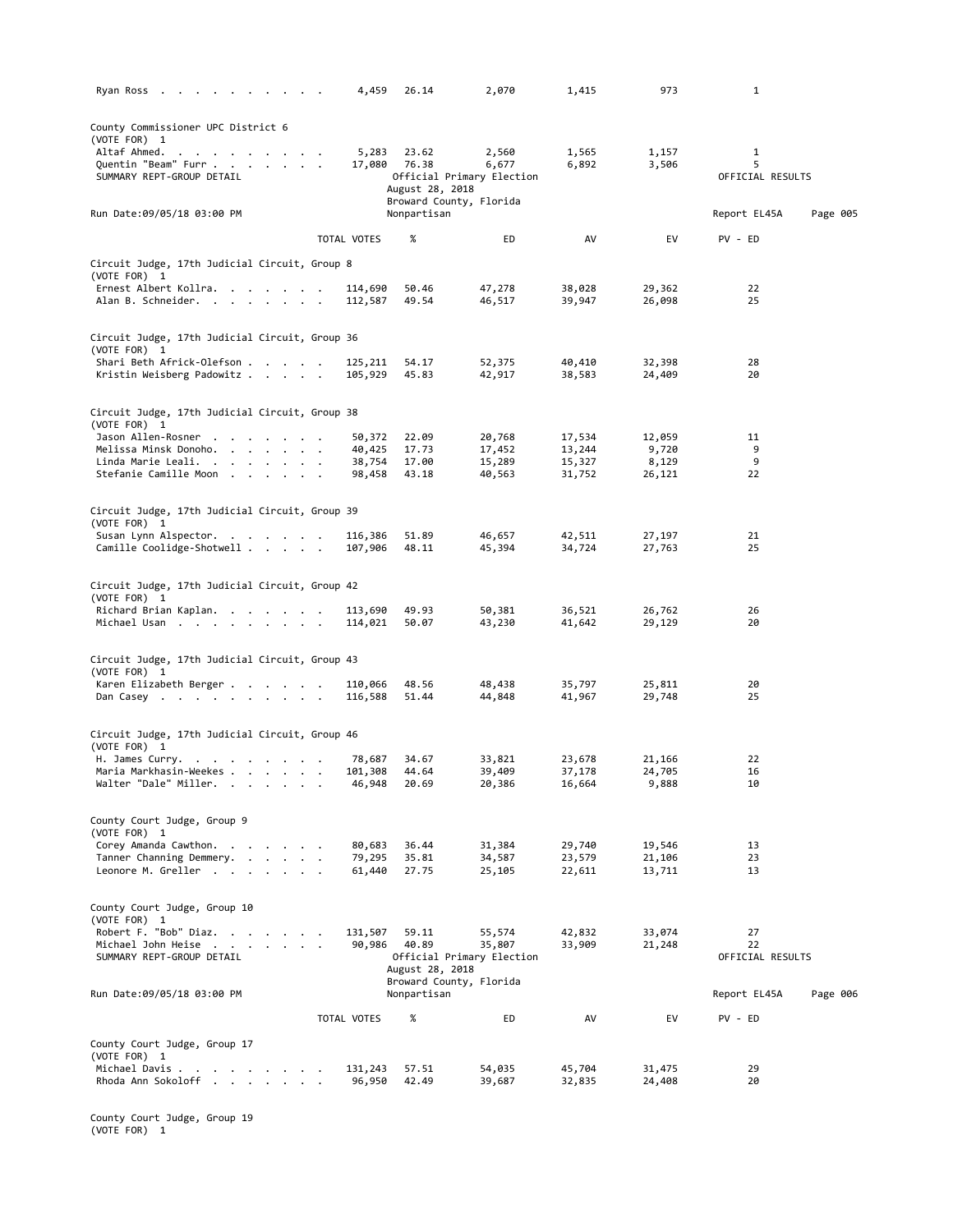| | TOTAL VOTES | % | ED | AV | EV | PV - ED |
|---|---|---|---|---|---|---|
| Ryan Ross | 4,459 | 26.14 | 2,070 | 1,415 | 973 | 1 |

County Commissioner UPC District 6
(VOTE FOR) 1

| | TOTAL VOTES | % | ED | AV | EV | PV - ED |
|---|---|---|---|---|---|---|
| Altaf Ahmed. | 5,283 | 23.62 | 2,560 | 1,565 | 1,157 | 1 |
| Quentin "Beam" Furr | 17,080 | 76.38 | 6,677 | 6,892 | 3,506 | 5 |

SUMMARY REPT-GROUP DETAIL — Official Primary Election — August 28, 2018 — Broward County, Florida — Nonpartisan — OFFICIAL RESULTS

Run Date:09/05/18 03:00 PM — Report EL45A

Circuit Judge, 17th Judicial Circuit, Group 8
(VOTE FOR) 1

| | TOTAL VOTES | % | ED | AV | EV | PV - ED |
|---|---|---|---|---|---|---|
| Ernest Albert Kollra. | 114,690 | 50.46 | 47,278 | 38,028 | 29,362 | 22 |
| Alan B. Schneider. | 112,587 | 49.54 | 46,517 | 39,947 | 26,098 | 25 |

Circuit Judge, 17th Judicial Circuit, Group 36
(VOTE FOR) 1

| | TOTAL VOTES | % | ED | AV | EV | PV - ED |
|---|---|---|---|---|---|---|
| Shari Beth Africk-Olefson | 125,211 | 54.17 | 52,375 | 40,410 | 32,398 | 28 |
| Kristin Weisberg Padowitz | 105,929 | 45.83 | 42,917 | 38,583 | 24,409 | 20 |

Circuit Judge, 17th Judicial Circuit, Group 38
(VOTE FOR) 1

| | TOTAL VOTES | % | ED | AV | EV | PV - ED |
|---|---|---|---|---|---|---|
| Jason Allen-Rosner | 50,372 | 22.09 | 20,768 | 17,534 | 12,059 | 11 |
| Melissa Minsk Donoho. | 40,425 | 17.73 | 17,452 | 13,244 | 9,720 | 9 |
| Linda Marie Leali. | 38,754 | 17.00 | 15,289 | 15,327 | 8,129 | 9 |
| Stefanie Camille Moon | 98,458 | 43.18 | 40,563 | 31,752 | 26,121 | 22 |

Circuit Judge, 17th Judicial Circuit, Group 39
(VOTE FOR) 1

| | TOTAL VOTES | % | ED | AV | EV | PV - ED |
|---|---|---|---|---|---|---|
| Susan Lynn Alspector. | 116,386 | 51.89 | 46,657 | 42,511 | 27,197 | 21 |
| Camille Coolidge-Shotwell | 107,906 | 48.11 | 45,394 | 34,724 | 27,763 | 25 |

Circuit Judge, 17th Judicial Circuit, Group 42
(VOTE FOR) 1

| | TOTAL VOTES | % | ED | AV | EV | PV - ED |
|---|---|---|---|---|---|---|
| Richard Brian Kaplan. | 113,690 | 49.93 | 50,381 | 36,521 | 26,762 | 26 |
| Michael Usan | 114,021 | 50.07 | 43,230 | 41,642 | 29,129 | 20 |

Circuit Judge, 17th Judicial Circuit, Group 43
(VOTE FOR) 1

| | TOTAL VOTES | % | ED | AV | EV | PV - ED |
|---|---|---|---|---|---|---|
| Karen Elizabeth Berger | 110,066 | 48.56 | 48,438 | 35,797 | 25,811 | 20 |
| Dan Casey | 116,588 | 51.44 | 44,848 | 41,967 | 29,748 | 25 |

Circuit Judge, 17th Judicial Circuit, Group 46
(VOTE FOR) 1

| | TOTAL VOTES | % | ED | AV | EV | PV - ED |
|---|---|---|---|---|---|---|
| H. James Curry. | 78,687 | 34.67 | 33,821 | 23,678 | 21,166 | 22 |
| Maria Markhasin-Weekes | 101,308 | 44.64 | 39,409 | 37,178 | 24,705 | 16 |
| Walter "Dale" Miller. | 46,948 | 20.69 | 20,386 | 16,664 | 9,888 | 10 |

County Court Judge, Group 9
(VOTE FOR) 1

| | TOTAL VOTES | % | ED | AV | EV | PV - ED |
|---|---|---|---|---|---|---|
| Corey Amanda Cawthon. | 80,683 | 36.44 | 31,384 | 29,740 | 19,546 | 13 |
| Tanner Channing Demmery. | 79,295 | 35.81 | 34,587 | 23,579 | 21,106 | 23 |
| Leonore M. Greller | 61,440 | 27.75 | 25,105 | 22,611 | 13,711 | 13 |

County Court Judge, Group 10
(VOTE FOR) 1

| | TOTAL VOTES | % | ED | AV | EV | PV - ED |
|---|---|---|---|---|---|---|
| Robert F. "Bob" Diaz. | 131,507 | 59.11 | 55,574 | 42,832 | 33,074 | 27 |
| Michael John Heise | 90,986 | 40.89 | 35,807 | 33,909 | 21,248 | 22 |

SUMMARY REPT-GROUP DETAIL — Official Primary Election — August 28, 2018 — Broward County, Florida — Nonpartisan — OFFICIAL RESULTS

Run Date:09/05/18 03:00 PM — Report EL45A

County Court Judge, Group 17
(VOTE FOR) 1

| | TOTAL VOTES | % | ED | AV | EV | PV - ED |
|---|---|---|---|---|---|---|
| Michael Davis | 131,243 | 57.51 | 54,035 | 45,704 | 31,475 | 29 |
| Rhoda Ann Sokoloff | 96,950 | 42.49 | 39,687 | 32,835 | 24,408 | 20 |

County Court Judge, Group 19
(VOTE FOR) 1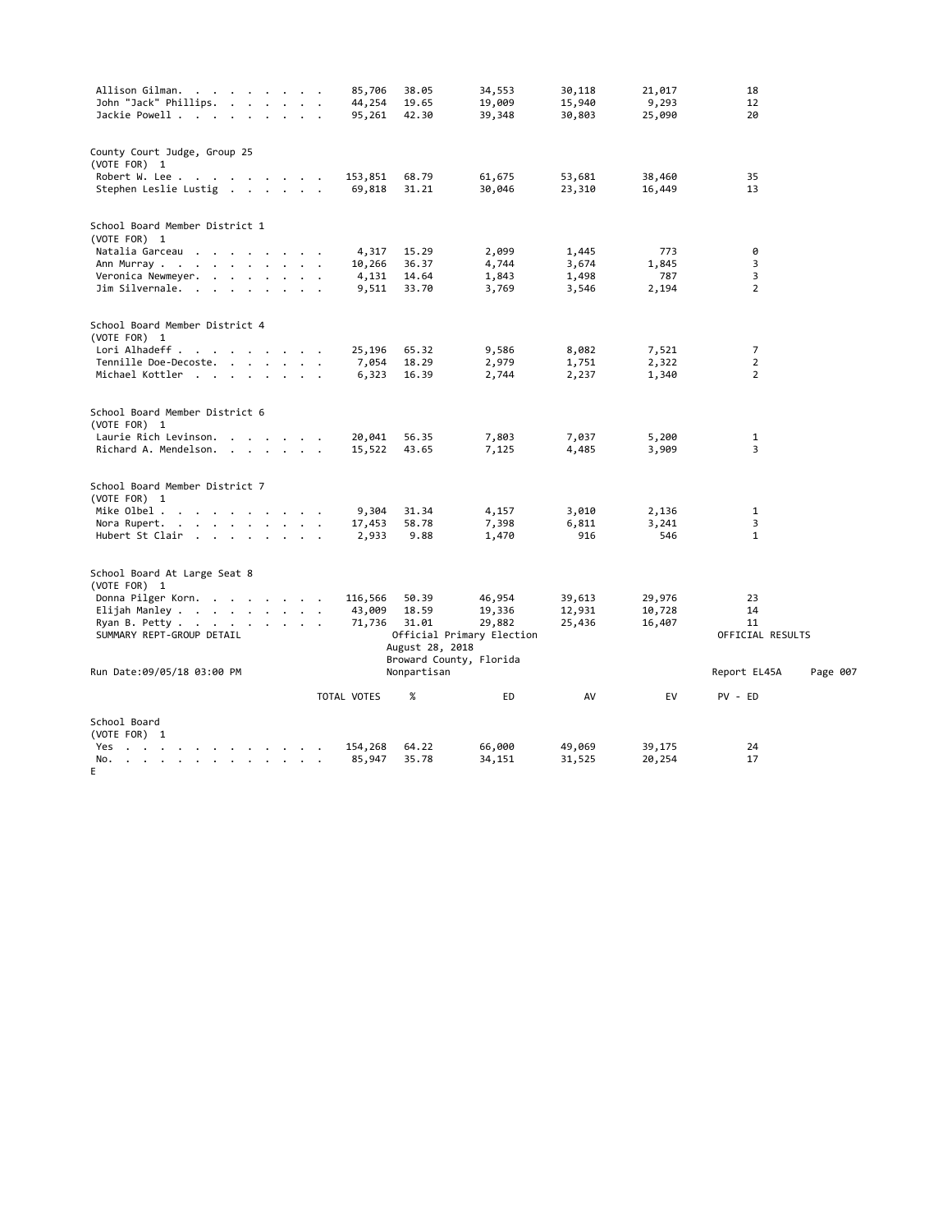| | TOTAL VOTES | % | ED | AV | EV | PV - ED |
|---|---|---|---|---|---|---|
| Allison Gilman | 85,706 | 38.05 | 34,553 | 30,118 | 21,017 | 18 |
| John "Jack" Phillips | 44,254 | 19.65 | 19,009 | 15,940 | 9,293 | 12 |
| Jackie Powell | 95,261 | 42.30 | 39,348 | 30,803 | 25,090 | 20 |

**County Court Judge, Group 25**
(VOTE FOR) 1

| | TOTAL VOTES | % | ED | AV | EV | PV - ED |
|---|---|---|---|---|---|---|
| Robert W. Lee | 153,851 | 68.79 | 61,675 | 53,681 | 38,460 | 35 |
| Stephen Leslie Lustig | 69,818 | 31.21 | 30,046 | 23,310 | 16,449 | 13 |

**School Board Member District 1**
(VOTE FOR) 1

| | TOTAL VOTES | % | ED | AV | EV | PV - ED |
|---|---|---|---|---|---|---|
| Natalia Garceau | 4,317 | 15.29 | 2,099 | 1,445 | 773 | 0 |
| Ann Murray | 10,266 | 36.37 | 4,744 | 3,674 | 1,845 | 3 |
| Veronica Newmeyer | 4,131 | 14.64 | 1,843 | 1,498 | 787 | 3 |
| Jim Silvernale | 9,511 | 33.70 | 3,769 | 3,546 | 2,194 | 2 |

**School Board Member District 4**
(VOTE FOR) 1

| | TOTAL VOTES | % | ED | AV | EV | PV - ED |
|---|---|---|---|---|---|---|
| Lori Alhadeff | 25,196 | 65.32 | 9,586 | 8,082 | 7,521 | 7 |
| Tennille Doe-Decoste | 7,054 | 18.29 | 2,979 | 1,751 | 2,322 | 2 |
| Michael Kottler | 6,323 | 16.39 | 2,744 | 2,237 | 1,340 | 2 |

**School Board Member District 6**
(VOTE FOR) 1

| | TOTAL VOTES | % | ED | AV | EV | PV - ED |
|---|---|---|---|---|---|---|
| Laurie Rich Levinson | 20,041 | 56.35 | 7,803 | 7,037 | 5,200 | 1 |
| Richard A. Mendelson | 15,522 | 43.65 | 7,125 | 4,485 | 3,909 | 3 |

**School Board Member District 7**
(VOTE FOR) 1

| | TOTAL VOTES | % | ED | AV | EV | PV - ED |
|---|---|---|---|---|---|---|
| Mike Olbel | 9,304 | 31.34 | 4,157 | 3,010 | 2,136 | 1 |
| Nora Rupert | 17,453 | 58.78 | 7,398 | 6,811 | 3,241 | 3 |
| Hubert St Clair | 2,933 | 9.88 | 1,470 | 916 | 546 | 1 |

**School Board At Large Seat 8**
(VOTE FOR) 1

| | TOTAL VOTES | % | ED | AV | EV | PV - ED |
|---|---|---|---|---|---|---|
| Donna Pilger Korn | 116,566 | 50.39 | 46,954 | 39,613 | 29,976 | 23 |
| Elijah Manley | 43,009 | 18.59 | 19,336 | 12,931 | 10,728 | 14 |
| Ryan B. Petty | 71,736 | 31.01 | 29,882 | 25,436 | 16,407 | 11 |

SUMMARY REPT-GROUP DETAIL

Official Primary Election
August 28, 2018
Broward County, Florida
Nonpartisan

OFFICIAL RESULTS

Run Date:09/05/18 03:00 PM

Report EL45A

**School Board**
(VOTE FOR) 1

| | TOTAL VOTES | % | ED | AV | EV | PV - ED |
|---|---|---|---|---|---|---|
| Yes | 154,268 | 64.22 | 66,000 | 49,069 | 39,175 | 24 |
| No | 85,947 | 35.78 | 34,151 | 31,525 | 20,254 | 17 |

E